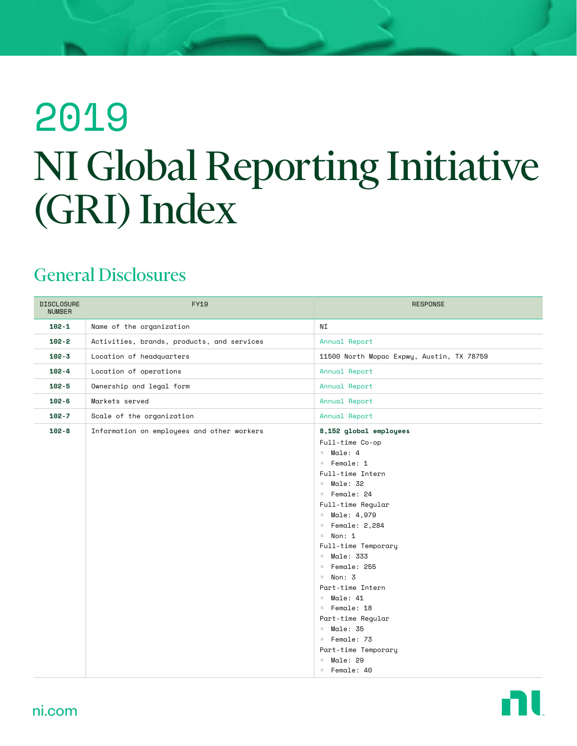# 2019

# NI Global Reporting Initiative (GRI) Index

## General Disclosures

| DISCLOSURE NUMBER | FY19 | RESPONSE |
|---|---|---|
| **102-1** | Name of the organization | NI |
| **102-2** | Activities, brands, products, and services | Annual Report |
| **102-3** | Location of headquarters | 11500 North Mopac Expwy, Austin, TX 78759 |
| **102-4** | Location of operations | Annual Report |
| **102-5** | Ownership and legal form | Annual Report |
| **102-6** | Markets served | Annual Report |
| **102-7** | Scale of the organization | Annual Report |
| **102-8** | Information on employees and other workers | **8,152 global employees**<br>Full-time Co-op<br>- Male: 4<br>- Female: 1<br>Full-time Intern<br>- Male: 32<br>- Female: 24<br>Full-time Regular<br>- Male: 4,979<br>- Female: 2,284<br>- Non: 1<br>Full-time Temporary<br>- Male: 333<br>- Female: 255<br>- Non: 3<br>Part-time Intern<br>- Male: 41<br>- Female: 18<br>Part-time Regular<br>- Male: 35<br>- Female: 73<br>Part-time Temporary<br>- Male: 29<br>- Female: 40 |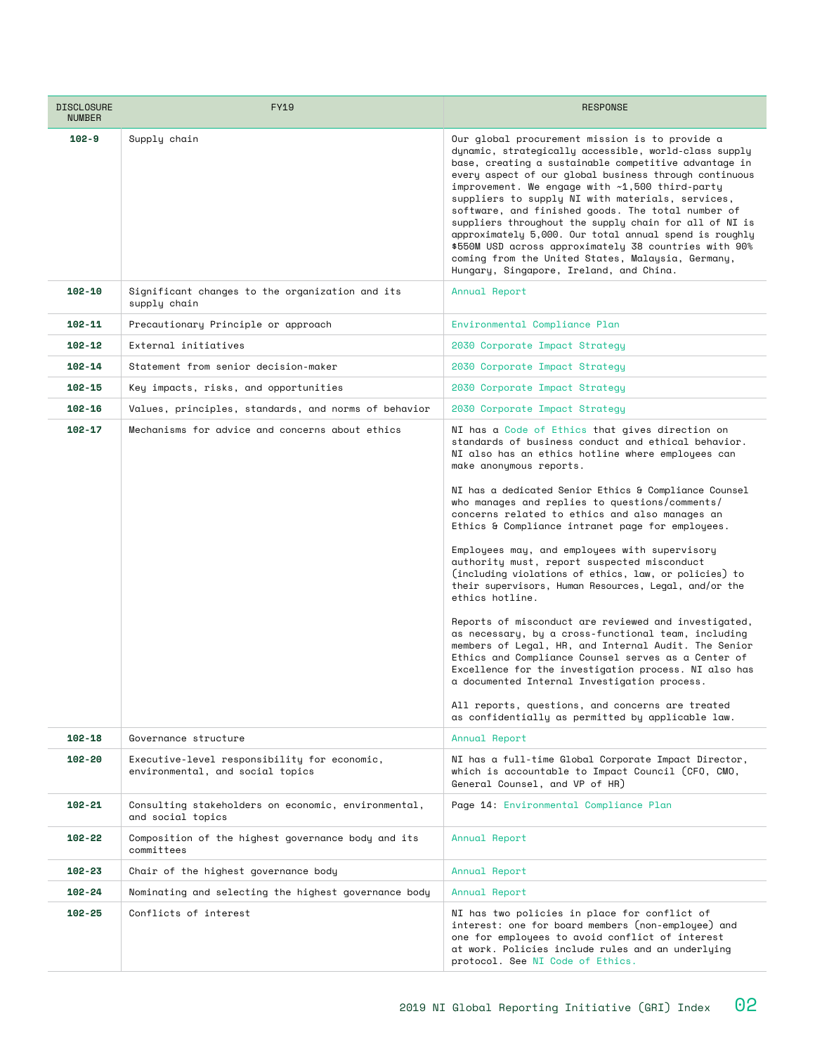| DISCLOSURE NUMBER | FY19 | RESPONSE |
|---|---|---|
| **102-9** | Supply chain | Our global procurement mission is to provide a dynamic, strategically accessible, world-class supply base, creating a sustainable competitive advantage in every aspect of our global business through continuous improvement. We engage with ~1,500 third-party suppliers to supply NI with materials, services, software, and finished goods. The total number of suppliers throughout the supply chain for all of NI is approximately 5,000. Our total annual spend is roughly $550M USD across approximately 38 countries with 90% coming from the United States, Malaysia, Germany, Hungary, Singapore, Ireland, and China. |
| **102-10** | Significant changes to the organization and its supply chain | Annual Report |
| **102-11** | Precautionary Principle or approach | Environmental Compliance Plan |
| **102-12** | External initiatives | 2030 Corporate Impact Strategy |
| **102-14** | Statement from senior decision-maker | 2030 Corporate Impact Strategy |
| **102-15** | Key impacts, risks, and opportunities | 2030 Corporate Impact Strategy |
| **102-16** | Values, principles, standards, and norms of behavior | 2030 Corporate Impact Strategy |
| **102-17** | Mechanisms for advice and concerns about ethics | NI has a Code of Ethics that gives direction on standards of business conduct and ethical behavior. NI also has an ethics hotline where employees can make anonymous reports.<br><br>NI has a dedicated Senior Ethics & Compliance Counsel who manages and replies to questions/comments/concerns related to ethics and also manages an Ethics & Compliance intranet page for employees.<br><br>Employees may, and employees with supervisory authority must, report suspected misconduct (including violations of ethics, law, or policies) to their supervisors, Human Resources, Legal, and/or the ethics hotline.<br><br>Reports of misconduct are reviewed and investigated, as necessary, by a cross-functional team, including members of Legal, HR, and Internal Audit. The Senior Ethics and Compliance Counsel serves as a Center of Excellence for the investigation process. NI also has a documented Internal Investigation process.<br><br>All reports, questions, and concerns are treated as confidentially as permitted by applicable law. |
| **102-18** | Governance structure | Annual Report |
| **102-20** | Executive-level responsibility for economic, environmental, and social topics | NI has a full-time Global Corporate Impact Director, which is accountable to Impact Council (CFO, CMO, General Counsel, and VP of HR) |
| **102-21** | Consulting stakeholders on economic, environmental, and social topics | Page 14: Environmental Compliance Plan |
| **102-22** | Composition of the highest governance body and its committees | Annual Report |
| **102-23** | Chair of the highest governance body | Annual Report |
| **102-24** | Nominating and selecting the highest governance body | Annual Report |
| **102-25** | Conflicts of interest | NI has two policies in place for conflict of interest: one for board members (non-employee) and one for employees to avoid conflict of interest at work. Policies include rules and an underlying protocol. See NI Code of Ethics. |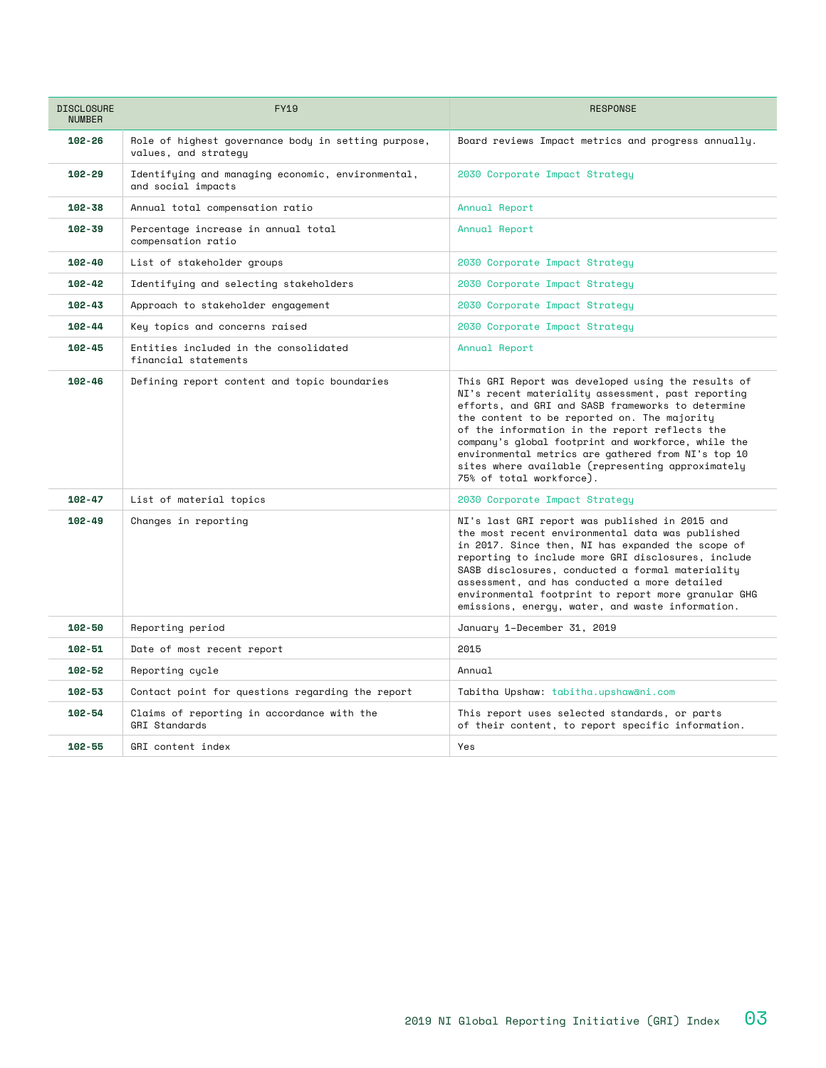| DISCLOSURE NUMBER | FY19 | RESPONSE |
|---|---|---|
| **102-26** | Role of highest governance body in setting purpose, values, and strategy | Board reviews Impact metrics and progress annually. |
| **102-29** | Identifying and managing economic, environmental, and social impacts | 2030 Corporate Impact Strategy |
| **102-38** | Annual total compensation ratio | Annual Report |
| **102-39** | Percentage increase in annual total compensation ratio | Annual Report |
| **102-40** | List of stakeholder groups | 2030 Corporate Impact Strategy |
| **102-42** | Identifying and selecting stakeholders | 2030 Corporate Impact Strategy |
| **102-43** | Approach to stakeholder engagement | 2030 Corporate Impact Strategy |
| **102-44** | Key topics and concerns raised | 2030 Corporate Impact Strategy |
| **102-45** | Entities included in the consolidated financial statements | Annual Report |
| **102-46** | Defining report content and topic boundaries | This GRI Report was developed using the results of NI's recent materiality assessment, past reporting efforts, and GRI and SASB frameworks to determine the content to be reported on. The majority of the information in the report reflects the company's global footprint and workforce, while the environmental metrics are gathered from NI's top 10 sites where available (representing approximately 75% of total workforce). |
| **102-47** | List of material topics | 2030 Corporate Impact Strategy |
| **102-49** | Changes in reporting | NI's last GRI report was published in 2015 and the most recent environmental data was published in 2017. Since then, NI has expanded the scope of reporting to include more GRI disclosures, include SASB disclosures, conducted a formal materiality assessment, and has conducted a more detailed environmental footprint to report more granular GHG emissions, energy, water, and waste information. |
| **102-50** | Reporting period | January 1-December 31, 2019 |
| **102-51** | Date of most recent report | 2015 |
| **102-52** | Reporting cycle | Annual |
| **102-53** | Contact point for questions regarding the report | Tabitha Upshaw: tabitha.upshaw@ni.com |
| **102-54** | Claims of reporting in accordance with the GRI Standards | This report uses selected standards, or parts of their content, to report specific information. |
| **102-55** | GRI content index | Yes |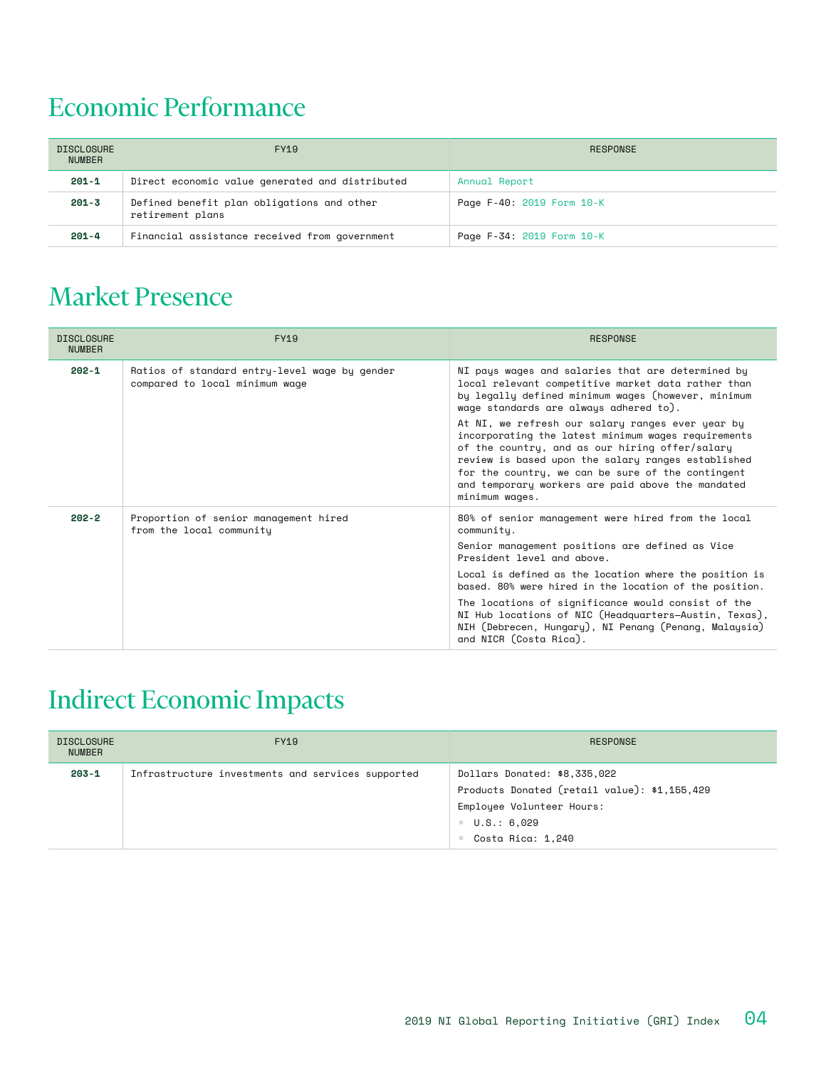# Economic Performance

| DISCLOSURE NUMBER | FY19 | RESPONSE |
|---|---|---|
| **201-1** | Direct economic value generated and distributed | Annual Report |
| **201-3** | Defined benefit plan obligations and other retirement plans | Page F-40: 2019 Form 10-K |
| **201-4** | Financial assistance received from government | Page F-34: 2019 Form 10-K |

# Market Presence

| DISCLOSURE NUMBER | FY19 | RESPONSE |
|---|---|---|
| **202-1** | Ratios of standard entry-level wage by gender compared to local minimum wage | NI pays wages and salaries that are determined by local relevant competitive market data rather than by legally defined minimum wages (however, minimum wage standards are always adhered to).<br><br>At NI, we refresh our salary ranges ever year by incorporating the latest minimum wages requirements of the country, and as our hiring offer/salary review is based upon the salary ranges established for the country, we can be sure of the contingent and temporary workers are paid above the mandated minimum wages. |
| **202-2** | Proportion of senior management hired from the local community | 80% of senior management were hired from the local community.<br><br>Senior management positions are defined as Vice President level and above.<br><br>Local is defined as the location where the position is based. 80% were hired in the location of the position.<br><br>The locations of significance would consist of the NI Hub locations of NIC (Headquarters—Austin, Texas), NIH (Debrecen, Hungary), NI Penang (Penang, Malaysia) and NICR (Costa Rica). |

# Indirect Economic Impacts

| DISCLOSURE NUMBER | FY19 | RESPONSE |
|---|---|---|
| **203-1** | Infrastructure investments and services supported | Dollars Donated: $8,335,022<br><br>Products Donated (retail value): $1,155,429<br><br>Employee Volunteer Hours:<br>- U.S.: 6,029<br>- Costa Rica: 1,240 |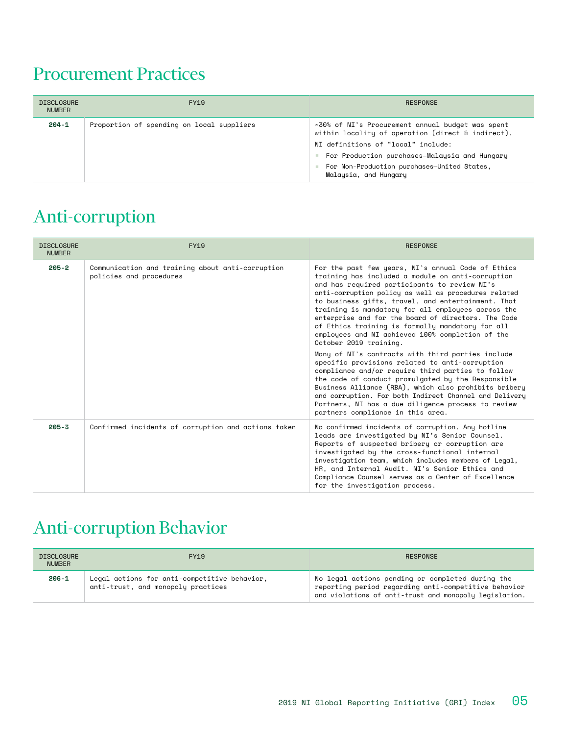## Procurement Practices

| DISCLOSURE NUMBER | FY19 | RESPONSE |
|---|---|---|
| **204-1** | Proportion of spending on local suppliers | ~30% of NI's Procurement annual budget was spent within locality of operation (direct & indirect). NI definitions of "local" include: <br>- For Production purchases—Malaysia and Hungary <br>- For Non-Production purchases—United States, Malaysia, and Hungary |

## Anti-corruption

| DISCLOSURE NUMBER | FY19 | RESPONSE |
|---|---|---|
| **205-2** | Communication and training about anti-corruption policies and procedures | For the past few years, NI's annual Code of Ethics training has included a module on anti-corruption and has required participants to review NI's anti-corruption policy as well as procedures related to business gifts, travel, and entertainment. That training is mandatory for all employees across the enterprise and for the board of directors. The Code of Ethics training is formally mandatory for all employees and NI achieved 100% completion of the October 2019 training. <br><br>Many of NI's contracts with third parties include specific provisions related to anti-corruption compliance and/or require third parties to follow the code of conduct promulgated by the Responsible Business Alliance (RBA), which also prohibits bribery and corruption. For both Indirect Channel and Delivery Partners, NI has a due diligence process to review partners compliance in this area. |
| **205-3** | Confirmed incidents of corruption and actions taken | No confirmed incidents of corruption. Any hotline leads are investigated by NI's Senior Counsel. Reports of suspected bribery or corruption are investigated by the cross-functional internal investigation team, which includes members of Legal, HR, and Internal Audit. NI's Senior Ethics and Compliance Counsel serves as a Center of Excellence for the investigation process. |

## Anti-corruption Behavior

| DISCLOSURE NUMBER | FY19 | RESPONSE |
|---|---|---|
| **206-1** | Legal actions for anti-competitive behavior, anti-trust, and monopoly practices | No legal actions pending or completed during the reporting period regarding anti-competitive behavior and violations of anti-trust and monopoly legislation. |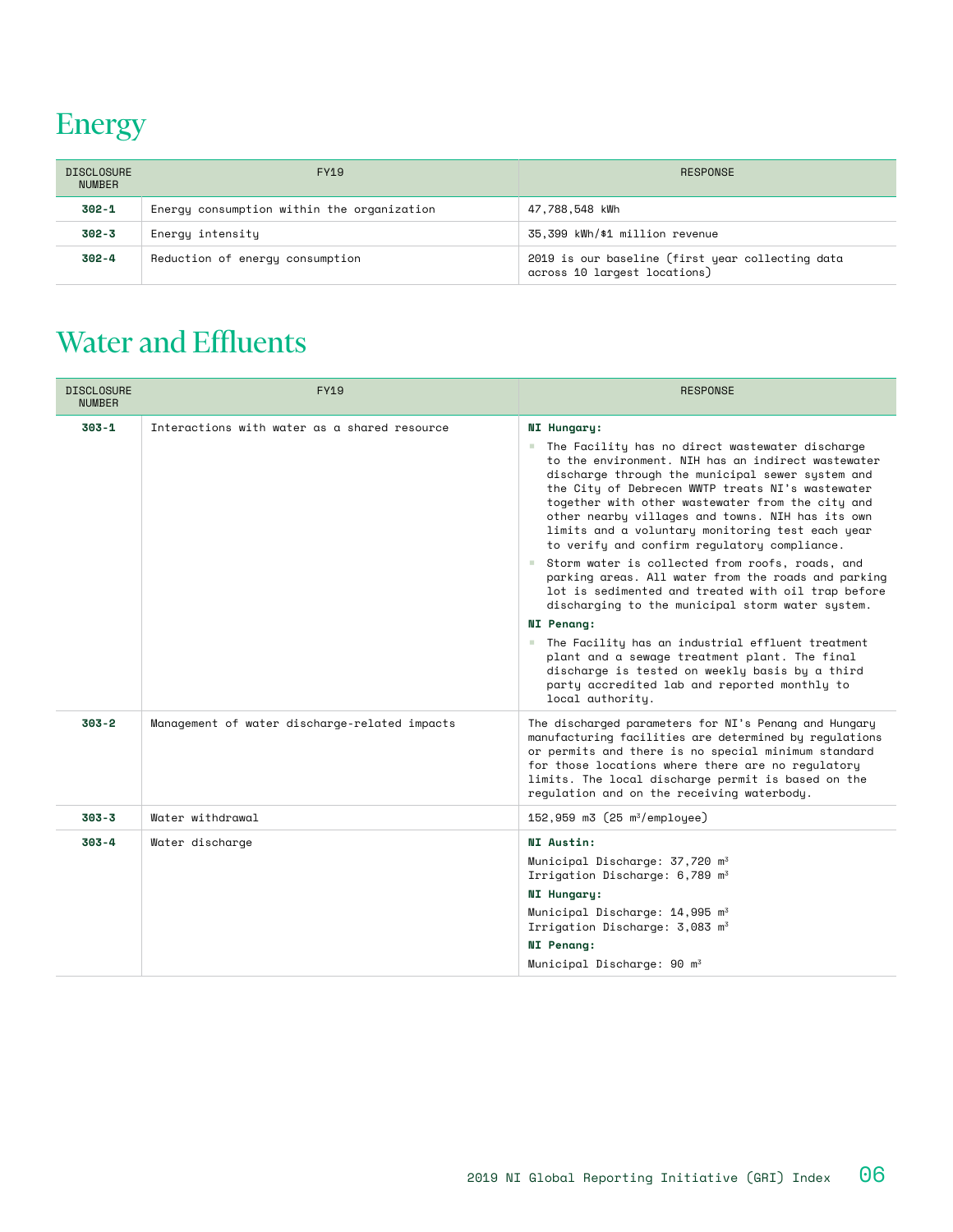# Energy

| DISCLOSURE NUMBER | FY19 | RESPONSE |
|---|---|---|
| **302-1** | Energy consumption within the organization | 47,788,548 kWh |
| **302-3** | Energy intensity | 35,399 kWh/$1 million revenue |
| **302-4** | Reduction of energy consumption | 2019 is our baseline (first year collecting data across 10 largest locations) |

# Water and Effluents

| DISCLOSURE NUMBER | FY19 | RESPONSE |
|---|---|---|
| **303-1** | Interactions with water as a shared resource | **NI Hungary:** <br> ▪ The Facility has no direct wastewater discharge to the environment. NIH has an indirect wastewater discharge through the municipal sewer system and the City of Debrecen WWTP treats NI's wastewater together with other wastewater from the city and other nearby villages and towns. NIH has its own limits and a voluntary monitoring test each year to verify and confirm regulatory compliance. <br> ▪ Storm water is collected from roofs, roads, and parking areas. All water from the roads and parking lot is sedimented and treated with oil trap before discharging to the municipal storm water system. <br> **NI Penang:** <br> ▪ The Facility has an industrial effluent treatment plant and a sewage treatment plant. The final discharge is tested on weekly basis by a third party accredited lab and reported monthly to local authority. |
| **303-2** | Management of water discharge-related impacts | The discharged parameters for NI's Penang and Hungary manufacturing facilities are determined by regulations or permits and there is no special minimum standard for those locations where there are no regulatory limits. The local discharge permit is based on the regulation and on the receiving waterbody. |
| **303-3** | Water withdrawal | 152,959 m3 (25 m³/employee) |
| **303-4** | Water discharge | **NI Austin:** <br> Municipal Discharge: 37,720 m³ <br> Irrigation Discharge: 6,789 m³ <br> **NI Hungary:** <br> Municipal Discharge: 14,995 m³ <br> Irrigation Discharge: 3,083 m³ <br> **NI Penang:** <br> Municipal Discharge: 90 m³ |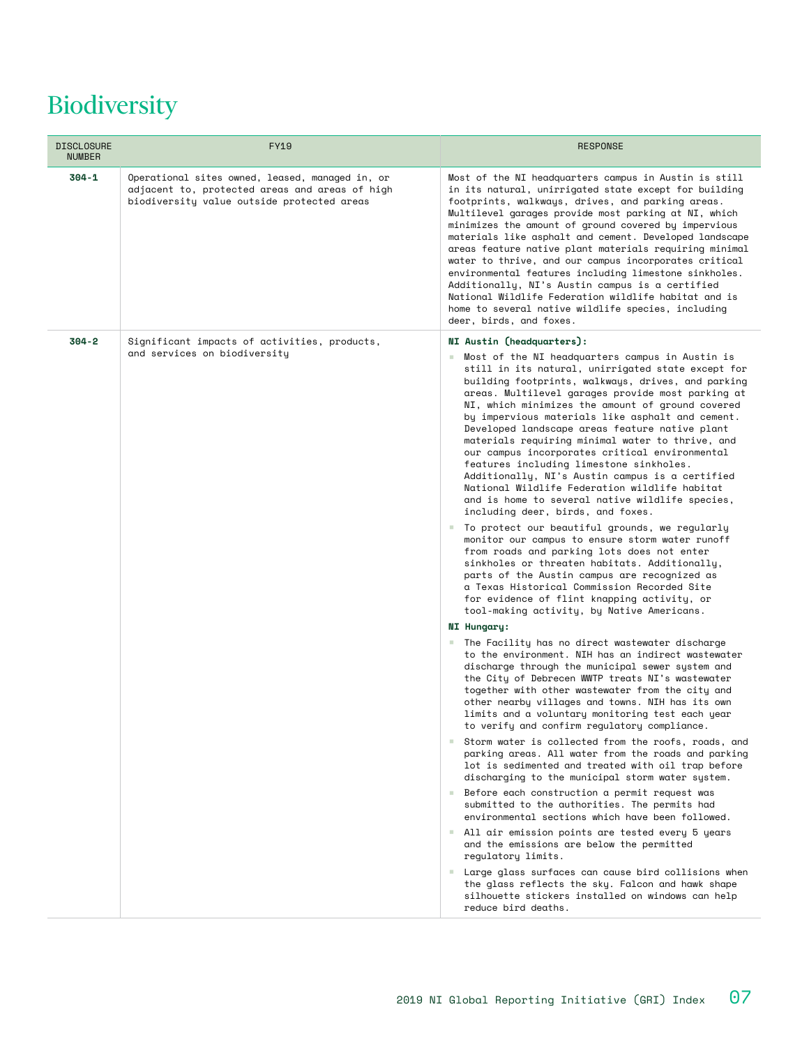# Biodiversity

| DISCLOSURE NUMBER | FY19 | RESPONSE |
|---|---|---|
| **304-1** | Operational sites owned, leased, managed in, or adjacent to, protected areas and areas of high biodiversity value outside protected areas | Most of the NI headquarters campus in Austin is still in its natural, unirrigated state except for building footprints, walkways, drives, and parking areas. Multilevel garages provide most parking at NI, which minimizes the amount of ground covered by impervious materials like asphalt and cement. Developed landscape areas feature native plant materials requiring minimal water to thrive, and our campus incorporates critical environmental features including limestone sinkholes. Additionally, NI's Austin campus is a certified National Wildlife Federation wildlife habitat and is home to several native wildlife species, including deer, birds, and foxes. |
| **304-2** | Significant impacts of activities, products, and services on biodiversity | **NI Austin (headquarters):**<br>- Most of the NI headquarters campus in Austin is still in its natural, unirrigated state except for building footprints, walkways, drives, and parking areas. Multilevel garages provide most parking at NI, which minimizes the amount of ground covered by impervious materials like asphalt and cement. Developed landscape areas feature native plant materials requiring minimal water to thrive, and our campus incorporates critical environmental features including limestone sinkholes. Additionally, NI's Austin campus is a certified National Wildlife Federation wildlife habitat and is home to several native wildlife species, including deer, birds, and foxes.<br>- To protect our beautiful grounds, we regularly monitor our campus to ensure storm water runoff from roads and parking lots does not enter sinkholes or threaten habitats. Additionally, parts of the Austin campus are recognized as a Texas Historical Commission Recorded Site for evidence of flint knapping activity, or tool-making activity, by Native Americans.<br>**NI Hungary:**<br>- The Facility has no direct wastewater discharge to the environment. NIH has an indirect wastewater discharge through the municipal sewer system and the City of Debrecen WWTP treats NI's wastewater together with other wastewater from the city and other nearby villages and towns. NIH has its own limits and a voluntary monitoring test each year to verify and confirm regulatory compliance.<br>- Storm water is collected from the roofs, roads, and parking areas. All water from the roads and parking lot is sedimented and treated with oil trap before discharging to the municipal storm water system.<br>- Before each construction a permit request was submitted to the authorities. The permits had environmental sections which have been followed.<br>- All air emission points are tested every 5 years and the emissions are below the permitted regulatory limits.<br>- Large glass surfaces can cause bird collisions when the glass reflects the sky. Falcon and hawk shape silhouette stickers installed on windows can help reduce bird deaths. |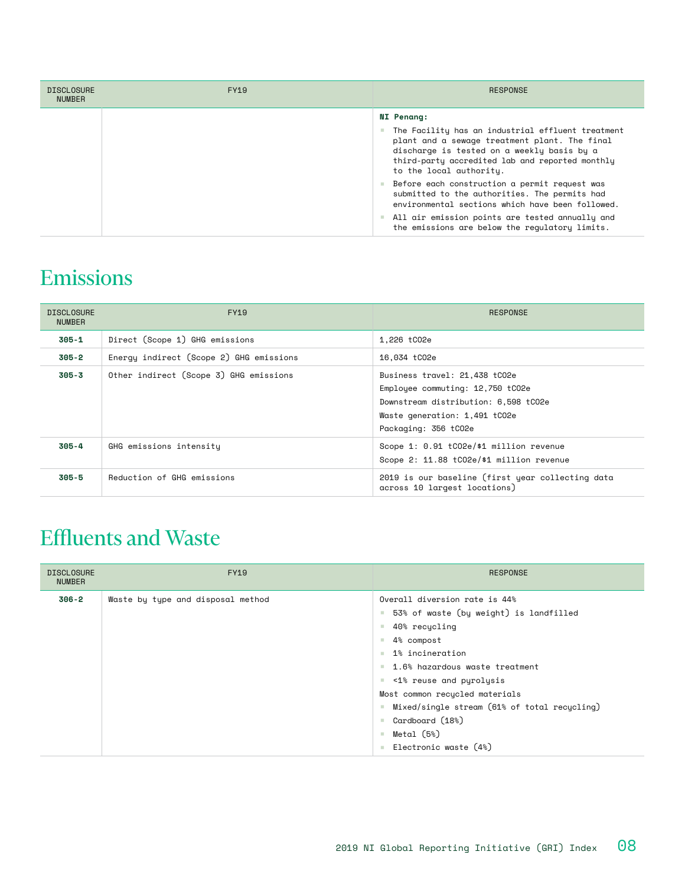| DISCLOSURE NUMBER | FY19 | RESPONSE |
|---|---|---|
| | | **NI Penang:**<br>- The Facility has an industrial effluent treatment plant and a sewage treatment plant. The final discharge is tested on a weekly basis by a third-party accredited lab and reported monthly to the local authority.<br>- Before each construction a permit request was submitted to the authorities. The permits had environmental sections which have been followed.<br>- All air emission points are tested annually and the emissions are below the regulatory limits. |

## Emissions

| DISCLOSURE NUMBER | FY19 | RESPONSE |
|---|---|---|
| **305-1** | Direct (Scope 1) GHG emissions | 1,226 tCO2e |
| **305-2** | Energy indirect (Scope 2) GHG emissions | 16,034 tCO2e |
| **305-3** | Other indirect (Scope 3) GHG emissions | Business travel: 21,438 tCO2e<br>Employee commuting: 12,750 tCO2e<br>Downstream distribution: 6,598 tCO2e<br>Waste generation: 1,491 tCO2e<br>Packaging: 356 tCO2e |
| **305-4** | GHG emissions intensity | Scope 1: 0.91 tCO2e/$1 million revenue<br>Scope 2: 11.88 tCO2e/$1 million revenue |
| **305-5** | Reduction of GHG emissions | 2019 is our baseline (first year collecting data across 10 largest locations) |

## Effluents and Waste

| DISCLOSURE NUMBER | FY19 | RESPONSE |
|---|---|---|
| **306-2** | Waste by type and disposal method | Overall diversion rate is 44%<br>- 53% of waste (by weight) is landfilled<br>- 40% recycling<br>- 4% compost<br>- 1% incineration<br>- 1.6% hazardous waste treatment<br>- <1% reuse and pyrolysis<br>Most common recycled materials<br>- Mixed/single stream (61% of total recycling)<br>- Cardboard (18%)<br>- Metal (5%)<br>- Electronic waste (4%) |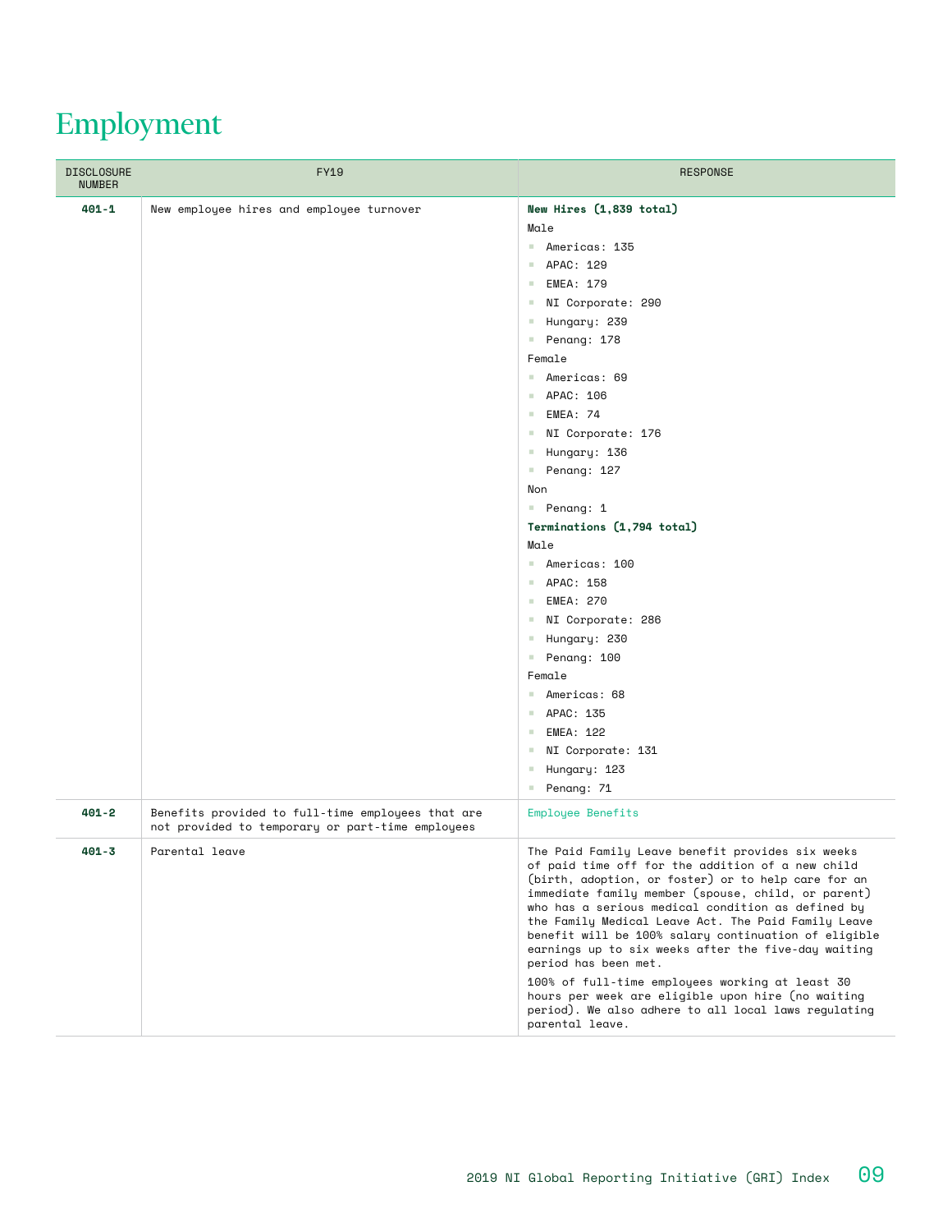# Employment

| DISCLOSURE NUMBER | FY19 | RESPONSE |
|---|---|---|
| **401-1** | New employee hires and employee turnover | **New Hires (1,839 total)**<br>Male<br>- Americas: 135<br>- APAC: 129<br>- EMEA: 179<br>- NI Corporate: 290<br>- Hungary: 239<br>- Penang: 178<br>Female<br>- Americas: 69<br>- APAC: 106<br>- EMEA: 74<br>- NI Corporate: 176<br>- Hungary: 136<br>- Penang: 127<br>Non<br>- Penang: 1<br>**Terminations (1,794 total)**<br>Male<br>- Americas: 100<br>- APAC: 158<br>- EMEA: 270<br>- NI Corporate: 286<br>- Hungary: 230<br>- Penang: 100<br>Female<br>- Americas: 68<br>- APAC: 135<br>- EMEA: 122<br>- NI Corporate: 131<br>- Hungary: 123<br>- Penang: 71 |
| **401-2** | Benefits provided to full-time employees that are not provided to temporary or part-time employees | Employee Benefits |
| **401-3** | Parental leave | The Paid Family Leave benefit provides six weeks of paid time off for the addition of a new child (birth, adoption, or foster) or to help care for an immediate family member (spouse, child, or parent) who has a serious medical condition as defined by the Family Medical Leave Act. The Paid Family Leave benefit will be 100% salary continuation of eligible earnings up to six weeks after the five-day waiting period has been met.<br>100% of full-time employees working at least 30 hours per week are eligible upon hire (no waiting period). We also adhere to all local laws regulating parental leave. |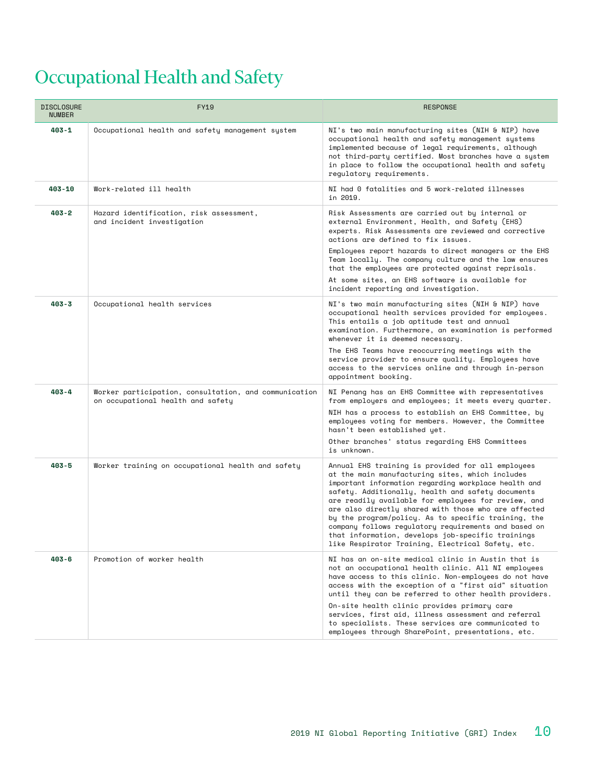# Occupational Health and Safety

| DISCLOSURE NUMBER | FY19 | RESPONSE |
|---|---|---|
| **403-1** | Occupational health and safety management system | NI's two main manufacturing sites (NIH & NIP) have occupational health and safety management systems implemented because of legal requirements, although not third-party certified. Most branches have a system in place to follow the occupational health and safety regulatory requirements. |
| **403-10** | Work-related ill health | NI had 0 fatalities and 5 work-related illnesses in 2019. |
| **403-2** | Hazard identification, risk assessment, and incident investigation | Risk Assessments are carried out by internal or external Environment, Health, and Safety (EHS) experts. Risk Assessments are reviewed and corrective actions are defined to fix issues.<br><br>Employees report hazards to direct managers or the EHS Team locally. The company culture and the law ensures that the employees are protected against reprisals.<br><br>At some sites, an EHS software is available for incident reporting and investigation. |
| **403-3** | Occupational health services | NI's two main manufacturing sites (NIH & NIP) have occupational health services provided for employees. This entails a job aptitude test and annual examination. Furthermore, an examination is performed whenever it is deemed necessary.<br><br>The EHS Teams have reoccurring meetings with the service provider to ensure quality. Employees have access to the services online and through in-person appointment booking. |
| **403-4** | Worker participation, consultation, and communication on occupational health and safety | NI Penang has an EHS Committee with representatives from employers and employees; it meets every quarter.<br><br>NIH has a process to establish an EHS Committee, by employees voting for members. However, the Committee hasn't been established yet.<br><br>Other branches' status regarding EHS Committees is unknown. |
| **403-5** | Worker training on occupational health and safety | Annual EHS training is provided for all employees at the main manufacturing sites, which includes important information regarding workplace health and safety. Additionally, health and safety documents are readily available for employees for review, and are also directly shared with those who are affected by the program/policy. As to specific training, the company follows regulatory requirements and based on that information, develops job-specific trainings like Respirator Training, Electrical Safety, etc. |
| **403-6** | Promotion of worker health | NI has an on-site medical clinic in Austin that is not an occupational health clinic. All NI employees have access to this clinic. Non-employees do not have access with the exception of a "first aid" situation until they can be referred to other health providers.<br><br>On-site health clinic provides primary care services, first aid, illness assessment and referral to specialists. These services are communicated to employees through SharePoint, presentations, etc. |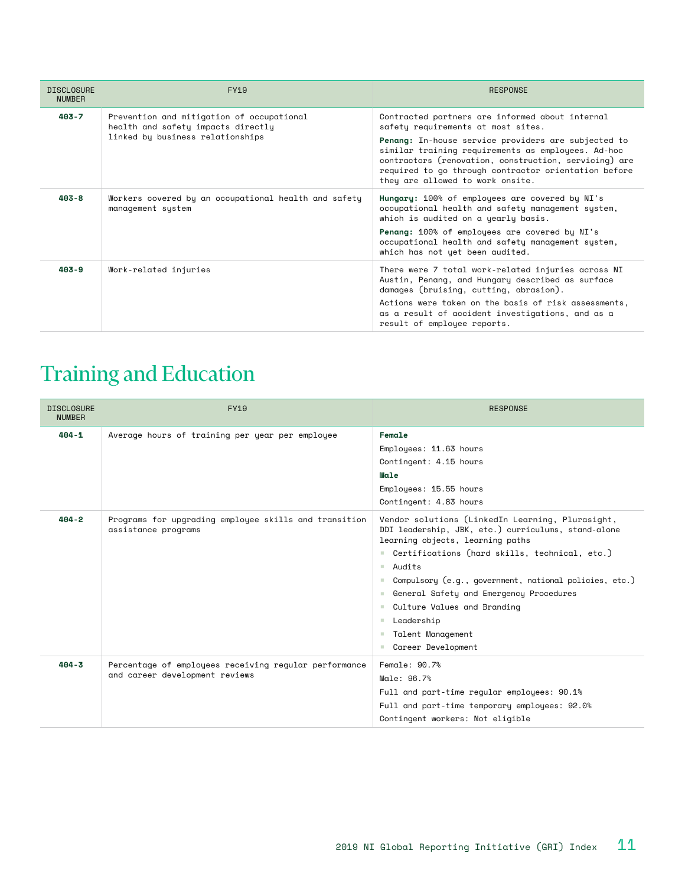| DISCLOSURE NUMBER | FY19 | RESPONSE |
| --- | --- | --- |
| **403-7** | Prevention and mitigation of occupational health and safety impacts directly linked by business relationships | Contracted partners are informed about internal safety requirements at most sites.<br>**Penang:** In-house service providers are subjected to similar training requirements as employees. Ad-hoc contractors (renovation, construction, servicing) are required to go through contractor orientation before they are allowed to work onsite. |
| **403-8** | Workers covered by an occupational health and safety management system | **Hungary:** 100% of employees are covered by NI's occupational health and safety management system, which is audited on a yearly basis.<br>**Penang:** 100% of employees are covered by NI's occupational health and safety management system, which has not yet been audited. |
| **403-9** | Work-related injuries | There were 7 total work-related injuries across NI Austin, Penang, and Hungary described as surface damages (bruising, cutting, abrasion).<br>Actions were taken on the basis of risk assessments, as a result of accident investigations, and as a result of employee reports. |

# Training and Education

| DISCLOSURE NUMBER | FY19 | RESPONSE |
| --- | --- | --- |
| **404-1** | Average hours of training per year per employee | **Female**<br>Employees: 11.63 hours<br>Contingent: 4.15 hours<br>**Male**<br>Employees: 15.55 hours<br>Contingent: 4.83 hours |
| **404-2** | Programs for upgrading employee skills and transition assistance programs | Vendor solutions (LinkedIn Learning, Plurasight, DDI leadership, JBK, etc.) curriculums, stand-alone learning objects, learning paths<br>- Certifications (hard skills, technical, etc.)<br>- Audits<br>- Compulsory (e.g., government, national policies, etc.)<br>- General Safety and Emergency Procedures<br>- Culture Values and Branding<br>- Leadership<br>- Talent Management<br>- Career Development |
| **404-3** | Percentage of employees receiving regular performance and career development reviews | Female: 90.7%<br>Male: 96.7%<br>Full and part-time regular employees: 90.1%<br>Full and part-time temporary employees: 92.0%<br>Contingent workers: Not eligible |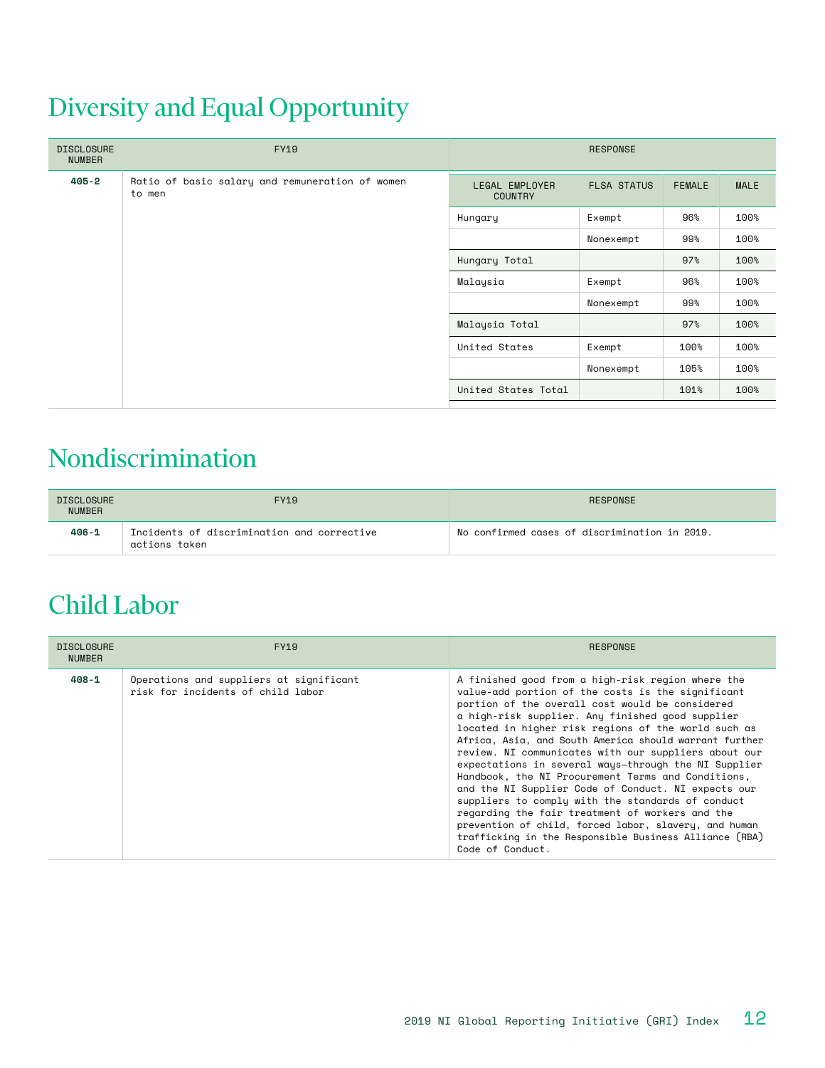# Diversity and Equal Opportunity

| DISCLOSURE NUMBER | FY19 | RESPONSE | | | |
|---|---|---|---|---|---|
| | | LEGAL EMPLOYER COUNTRY | FLSA STATUS | FEMALE | MALE |
| **405-2** | Ratio of basic salary and remuneration of women to men | Hungary | Exempt | 96% | 100% |
| | | | Nonexempt | 99% | 100% |
| | | Hungary Total | | 97% | 100% |
| | | Malaysia | Exempt | 96% | 100% |
| | | | Nonexempt | 99% | 100% |
| | | Malaysia Total | | 97% | 100% |
| | | United States | Exempt | 100% | 100% |
| | | | Nonexempt | 105% | 100% |
| | | United States Total | | 101% | 100% |

# Nondiscrimination

| DISCLOSURE NUMBER | FY19 | RESPONSE |
|---|---|---|
| **406-1** | Incidents of discrimination and corrective actions taken | No confirmed cases of discrimination in 2019. |

# Child Labor

| DISCLOSURE NUMBER | FY19 | RESPONSE |
|---|---|---|
| **408-1** | Operations and suppliers at significant risk for incidents of child labor | A finished good from a high-risk region where the value-add portion of the costs is the significant portion of the overall cost would be considered a high-risk supplier. Any finished good supplier located in higher risk regions of the world such as Africa, Asia, and South America should warrant further review. NI communicates with our suppliers about our expectations in several ways—through the NI Supplier Handbook, the NI Procurement Terms and Conditions, and the NI Supplier Code of Conduct. NI expects our suppliers to comply with the standards of conduct regarding the fair treatment of workers and the prevention of child, forced labor, slavery, and human trafficking in the Responsible Business Alliance (RBA) Code of Conduct. |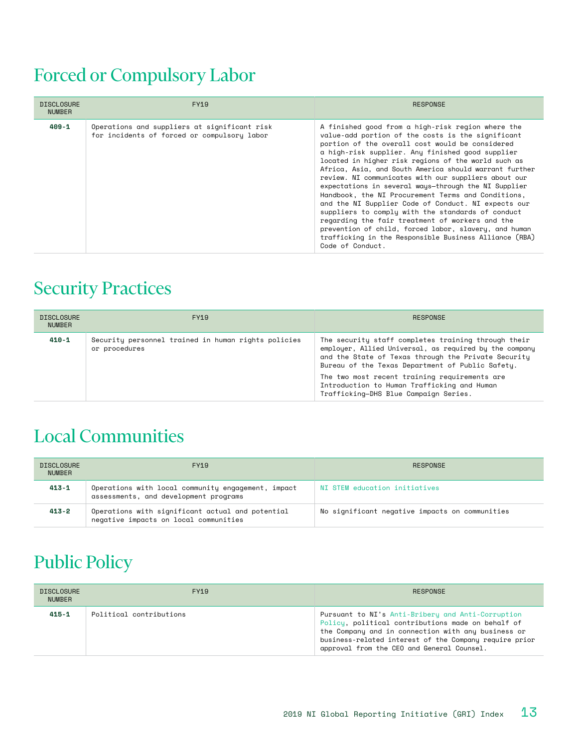# Forced or Compulsory Labor

| DISCLOSURE NUMBER | FY19 | RESPONSE |
|---|---|---|
| **409-1** | Operations and suppliers at significant risk for incidents of forced or compulsory labor | A finished good from a high-risk region where the value-add portion of the costs is the significant portion of the overall cost would be considered a high-risk supplier. Any finished good supplier located in higher risk regions of the world such as Africa, Asia, and South America should warrant further review. NI communicates with our suppliers about our expectations in several ways—through the NI Supplier Handbook, the NI Procurement Terms and Conditions, and the NI Supplier Code of Conduct. NI expects our suppliers to comply with the standards of conduct regarding the fair treatment of workers and the prevention of child, forced labor, slavery, and human trafficking in the Responsible Business Alliance (RBA) Code of Conduct. |

# Security Practices

| DISCLOSURE NUMBER | FY19 | RESPONSE |
|---|---|---|
| **410-1** | Security personnel trained in human rights policies or procedures | The security staff completes training through their employer, Allied Universal, as required by the company and the State of Texas through the Private Security Bureau of the Texas Department of Public Safety. The two most recent training requirements are Introduction to Human Trafficking and Human Trafficking—DHS Blue Campaign Series. |

# Local Communities

| DISCLOSURE NUMBER | FY19 | RESPONSE |
|---|---|---|
| **413-1** | Operations with local community engagement, impact assessments, and development programs | NI STEM education initiatives |
| **413-2** | Operations with significant actual and potential negative impacts on local communities | No significant negative impacts on communities |

# Public Policy

| DISCLOSURE NUMBER | FY19 | RESPONSE |
|---|---|---|
| **415-1** | Political contributions | Pursuant to NI's Anti-Bribery and Anti-Corruption Policy, political contributions made on behalf of the Company and in connection with any business or business-related interest of the Company require prior approval from the CEO and General Counsel. |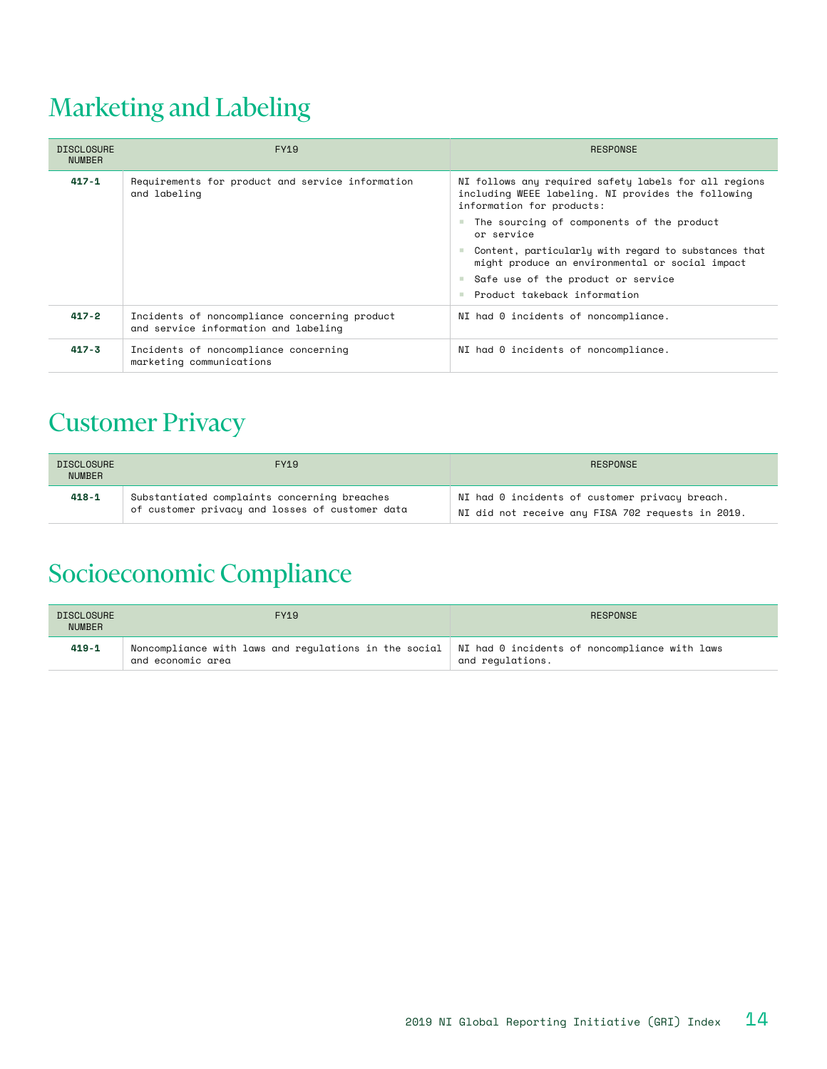## Marketing and Labeling

| DISCLOSURE NUMBER | FY19 | RESPONSE |
|---|---|---|
| **417-1** | Requirements for product and service information and labeling | NI follows any required safety labels for all regions including WEEE labeling. NI provides the following information for products:<br>▪ The sourcing of components of the product or service<br>▪ Content, particularly with regard to substances that might produce an environmental or social impact<br>▪ Safe use of the product or service<br>▪ Product takeback information |
| **417-2** | Incidents of noncompliance concerning product and service information and labeling | NI had 0 incidents of noncompliance. |
| **417-3** | Incidents of noncompliance concerning marketing communications | NI had 0 incidents of noncompliance. |

## Customer Privacy

| DISCLOSURE NUMBER | FY19 | RESPONSE |
|---|---|---|
| **418-1** | Substantiated complaints concerning breaches of customer privacy and losses of customer data | NI had 0 incidents of customer privacy breach.<br>NI did not receive any FISA 702 requests in 2019. |

## Socioeconomic Compliance

| DISCLOSURE NUMBER | FY19 | RESPONSE |
|---|---|---|
| **419-1** | Noncompliance with laws and regulations in the social and economic area | NI had 0 incidents of noncompliance with laws and regulations. |